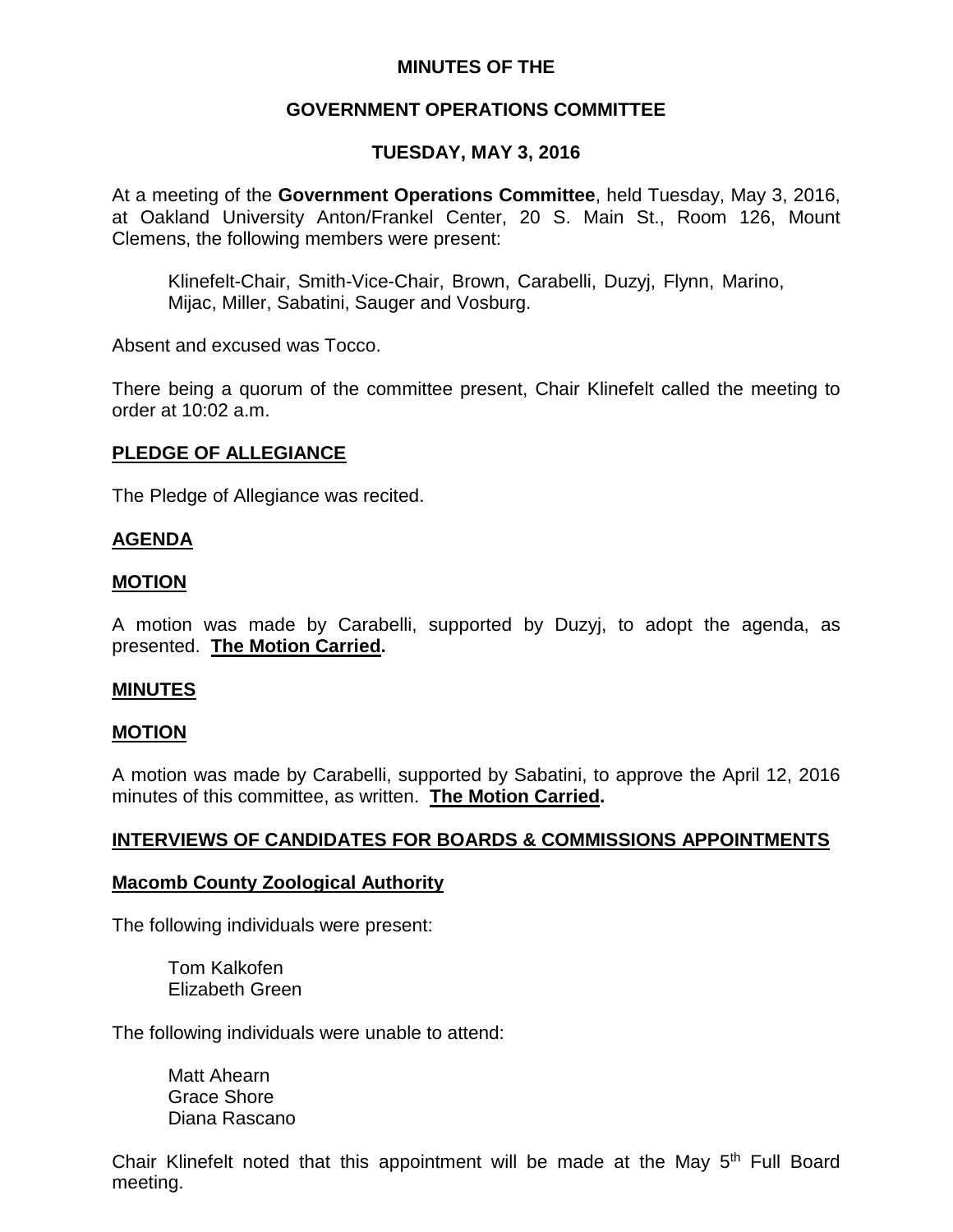# MINUTES OF THE

# GOVERNMENT OPERATIONS COMMITTEE

## TUESDAY, MAY 3, 2016

At a meeting of the **Government Operations Committee**, held Tuesday, May 3, 2016, at Oakland University Anton/Frankel Center, 20 S. Main St., Room 126, Mount Clemens, the following members were present:

Klinefelt-Chair, Smith-Vice-Chair, Brown, Carabelli, Duzyj, Flynn, Marino, Mijac, Miller, Sabatini, Sauger and Vosburg.

Absent and excused was Tocco.

There being a quorum of the committee present, Chair Klinefelt called the meeting to order at 10:02 a.m.

**PLEDGE OF ALLEGIANCE**

The Pledge of Allegiance was recited.

**AGENDA**

**MOTION**

A motion was made by Carabelli, supported by Duzyj, to adopt the agenda, as presented. **The Motion Carried.**

**MINUTES**

**MOTION**

A motion was made by Carabelli, supported by Sabatini, to approve the April 12, 2016 minutes of this committee, as written. **The Motion Carried.**

**INTERVIEWS OF CANDIDATES FOR BOARDS & COMMISSIONS APPOINTMENTS**

**Macomb County Zoological Authority**

The following individuals were present:

Tom Kalkofen
Elizabeth Green

The following individuals were unable to attend:

Matt Ahearn
Grace Shore
Diana Rascano

Chair Klinefelt noted that this appointment will be made at the May 5th Full Board meeting.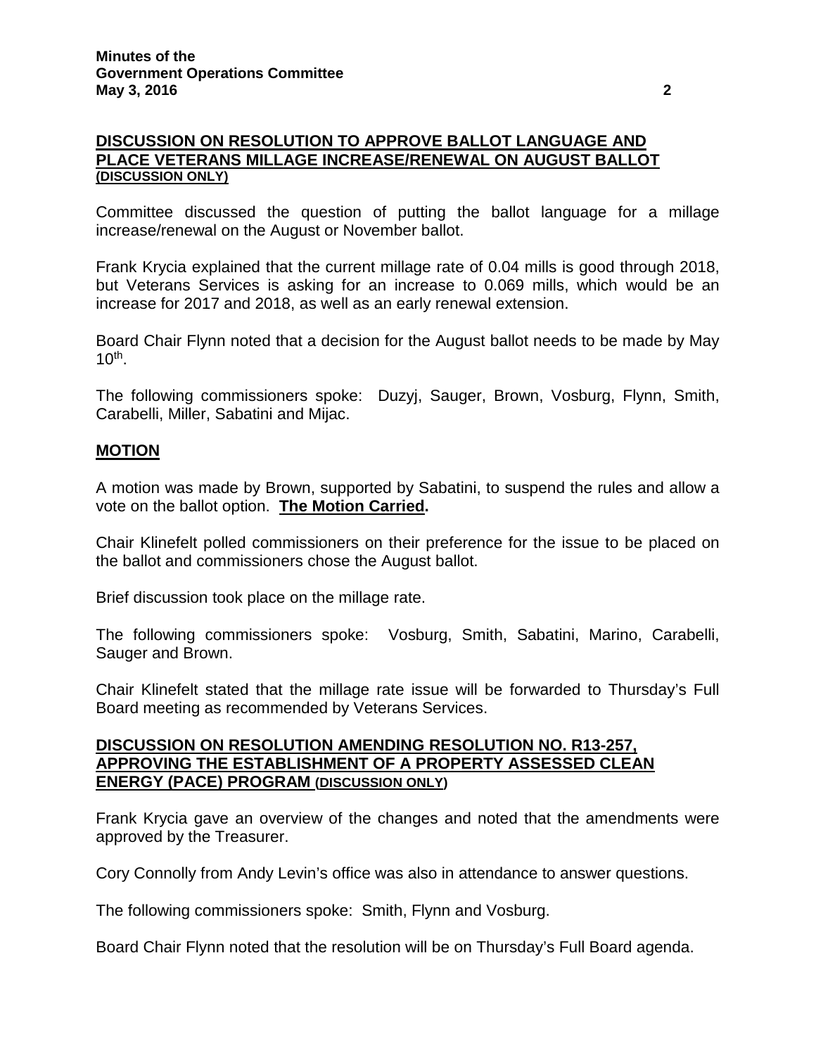## DISCUSSION ON RESOLUTION TO APPROVE BALLOT LANGUAGE AND PLACE VETERANS MILLAGE INCREASE/RENEWAL ON AUGUST BALLOT (DISCUSSION ONLY)

Committee discussed the question of putting the ballot language for a millage increase/renewal on the August or November ballot.

Frank Krycia explained that the current millage rate of 0.04 mills is good through 2018, but Veterans Services is asking for an increase to 0.069 mills, which would be an increase for 2017 and 2018, as well as an early renewal extension.

Board Chair Flynn noted that a decision for the August ballot needs to be made by May 10th.

The following commissioners spoke: Duzyj, Sauger, Brown, Vosburg, Flynn, Smith, Carabelli, Miller, Sabatini and Mijac.

## MOTION

A motion was made by Brown, supported by Sabatini, to suspend the rules and allow a vote on the ballot option. **The Motion Carried.**

Chair Klinefelt polled commissioners on their preference for the issue to be placed on the ballot and commissioners chose the August ballot.

Brief discussion took place on the millage rate.

The following commissioners spoke: Vosburg, Smith, Sabatini, Marino, Carabelli, Sauger and Brown.

Chair Klinefelt stated that the millage rate issue will be forwarded to Thursday's Full Board meeting as recommended by Veterans Services.

## DISCUSSION ON RESOLUTION AMENDING RESOLUTION NO. R13-257, APPROVING THE ESTABLISHMENT OF A PROPERTY ASSESSED CLEAN ENERGY (PACE) PROGRAM (DISCUSSION ONLY)

Frank Krycia gave an overview of the changes and noted that the amendments were approved by the Treasurer.

Cory Connolly from Andy Levin's office was also in attendance to answer questions.

The following commissioners spoke: Smith, Flynn and Vosburg.

Board Chair Flynn noted that the resolution will be on Thursday's Full Board agenda.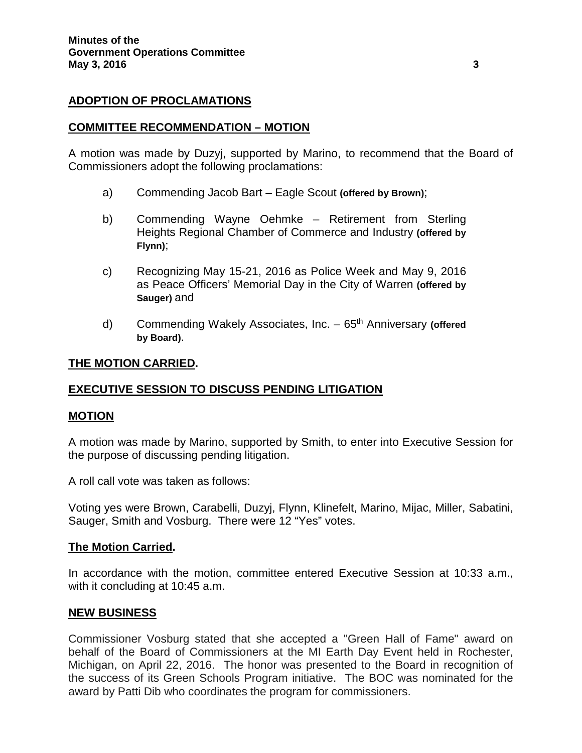**ADOPTION OF PROCLAMATIONS**

**COMMITTEE RECOMMENDATION – MOTION**

A motion was made by Duzyj, supported by Marino, to recommend that the Board of Commissioners adopt the following proclamations:

a) Commending Jacob Bart – Eagle Scout **(offered by Brown)**;

b) Commending Wayne Oehmke – Retirement from Sterling Heights Regional Chamber of Commerce and Industry **(offered by Flynn)**;

c) Recognizing May 15-21, 2016 as Police Week and May 9, 2016 as Peace Officers' Memorial Day in the City of Warren **(offered by Sauger)** and

d) Commending Wakely Associates, Inc. – 65th Anniversary **(offered by Board)**.

**THE MOTION CARRIED.**

**EXECUTIVE SESSION TO DISCUSS PENDING LITIGATION**

**MOTION**

A motion was made by Marino, supported by Smith, to enter into Executive Session for the purpose of discussing pending litigation.

A roll call vote was taken as follows:

Voting yes were Brown, Carabelli, Duzyj, Flynn, Klinefelt, Marino, Mijac, Miller, Sabatini, Sauger, Smith and Vosburg. There were 12 "Yes" votes.

**The Motion Carried.**

In accordance with the motion, committee entered Executive Session at 10:33 a.m., with it concluding at 10:45 a.m.

**NEW BUSINESS**

Commissioner Vosburg stated that she accepted a "Green Hall of Fame" award on behalf of the Board of Commissioners at the MI Earth Day Event held in Rochester, Michigan, on April 22, 2016. The honor was presented to the Board in recognition of the success of its Green Schools Program initiative. The BOC was nominated for the award by Patti Dib who coordinates the program for commissioners.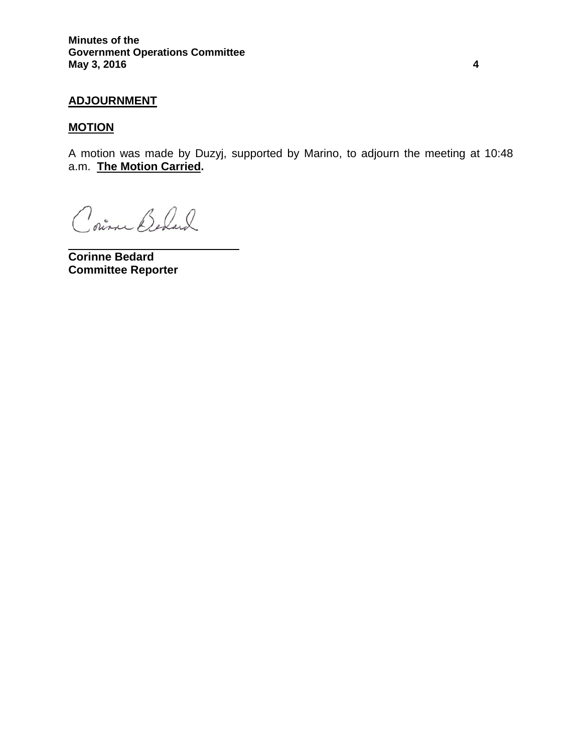**ADJOURNMENT**

**MOTION**

A motion was made by Duzyj, supported by Marino, to adjourn the meeting at 10:48 a.m. **The Motion Carried.**

**Corinne Bedard**
**Committee Reporter**